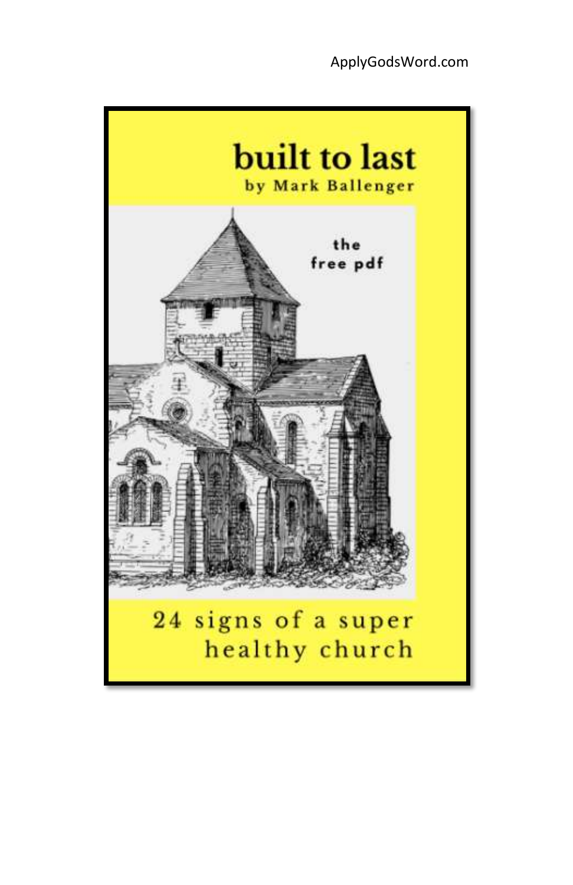ApplyGodsWord.com

# built to last

by Mark Ballenger

the free pdf

24 signs of a super healthy church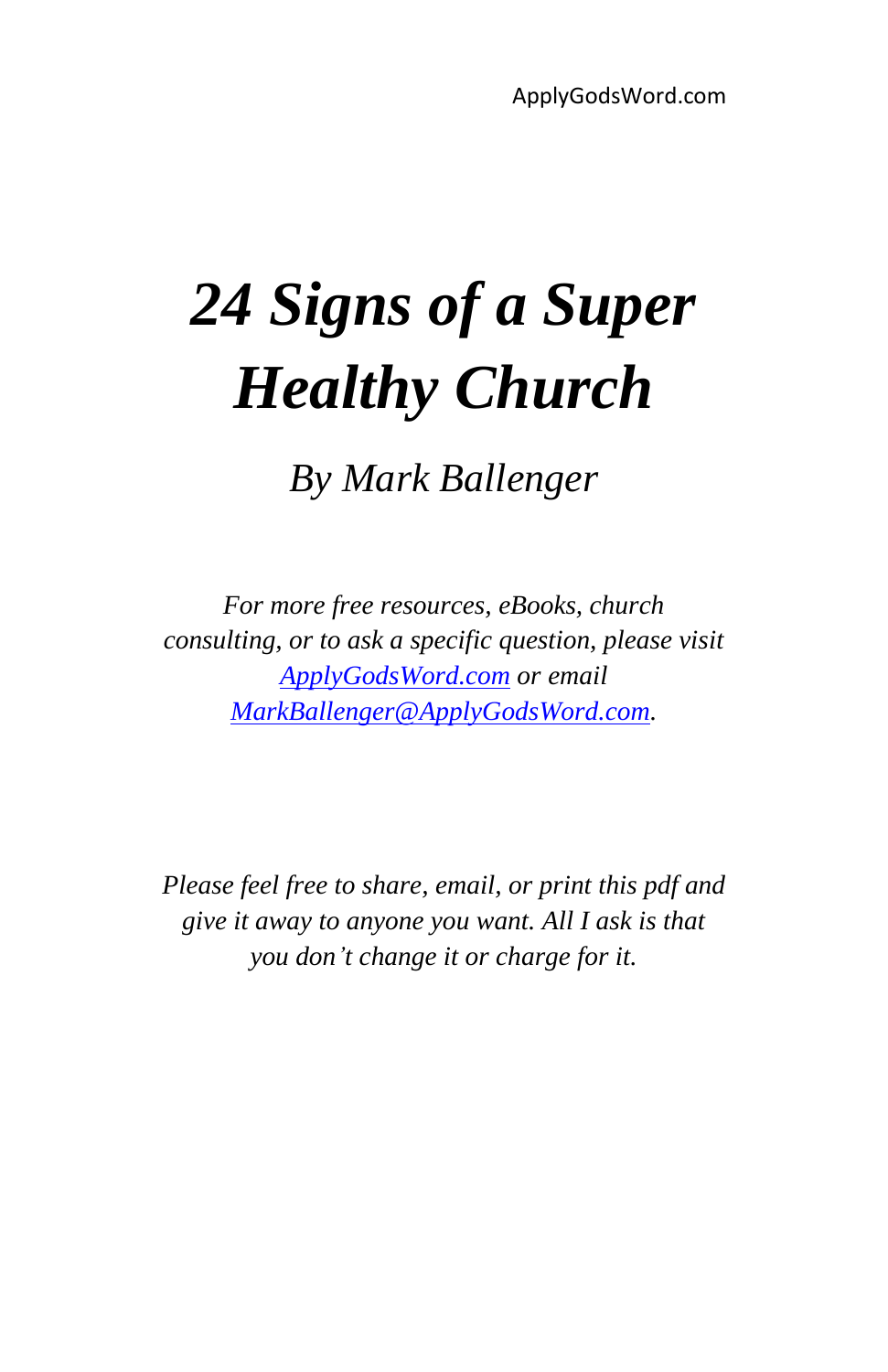# *24 Signs of a Super Healthy Church*

*By Mark Ballenger*

*For more free resources, eBooks, church consulting, or to ask a specific question, please visit [ApplyGodsWord.com](ApplyGodsWord.com) or email [MarkBallenger@ApplyGodsWord.com](mailto:MarkBallenger@ApplyGodsWord.com).*

*Please feel free to share, email, or print this pdf and give it away to anyone you want. All I ask is that you don't change it or charge for it.*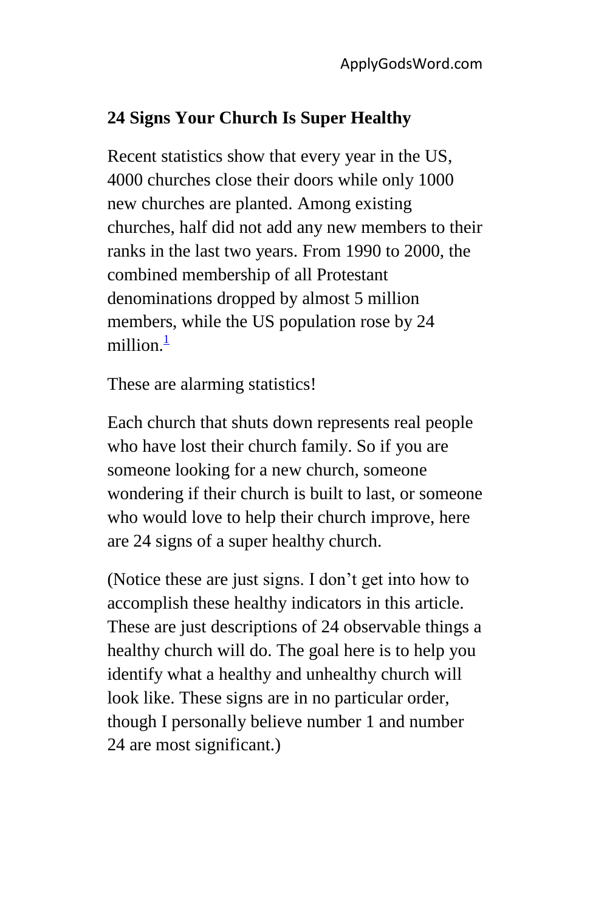## 24 Signs Your Church Is Super Healthy

Recent statistics show that every year in the US, 4000 churches close their doors while only 1000 new churches are planted. Among existing churches, half did not add any new members to their ranks in the last two years. From 1990 to 2000, the combined membership of all Protestant denominations dropped by almost 5 million members, while the US population rose by 24 million.[1]

These are alarming statistics!

Each church that shuts down represents real people who have lost their church family. So if you are someone looking for a new church, someone wondering if their church is built to last, or someone who would love to help their church improve, here are 24 signs of a super healthy church.

(Notice these are just signs. I don't get into how to accomplish these healthy indicators in this article. These are just descriptions of 24 observable things a healthy church will do. The goal here is to help you identify what a healthy and unhealthy church will look like. These signs are in no particular order, though I personally believe number 1 and number 24 are most significant.)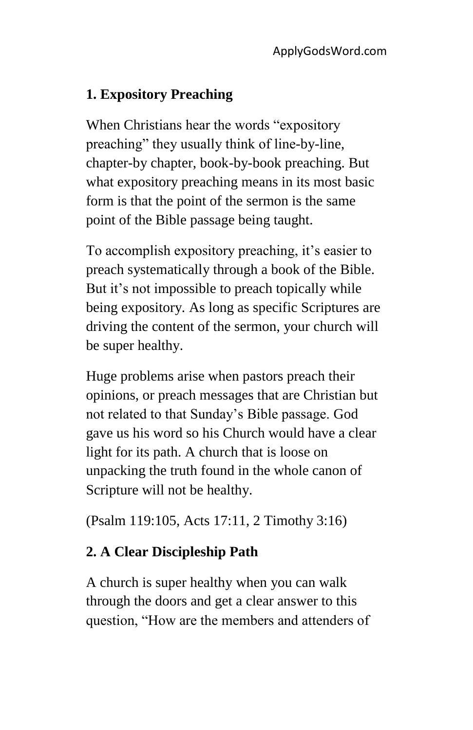### 1. Expository Preaching

When Christians hear the words "expository preaching" they usually think of line-by-line, chapter-by chapter, book-by-book preaching. But what expository preaching means in its most basic form is that the point of the sermon is the same point of the Bible passage being taught.

To accomplish expository preaching, it's easier to preach systematically through a book of the Bible. But it's not impossible to preach topically while being expository. As long as specific Scriptures are driving the content of the sermon, your church will be super healthy.

Huge problems arise when pastors preach their opinions, or preach messages that are Christian but not related to that Sunday's Bible passage. God gave us his word so his Church would have a clear light for its path. A church that is loose on unpacking the truth found in the whole canon of Scripture will not be healthy.

(Psalm 119:105, Acts 17:11, 2 Timothy 3:16)

### 2. A Clear Discipleship Path

A church is super healthy when you can walk through the doors and get a clear answer to this question, "How are the members and attenders of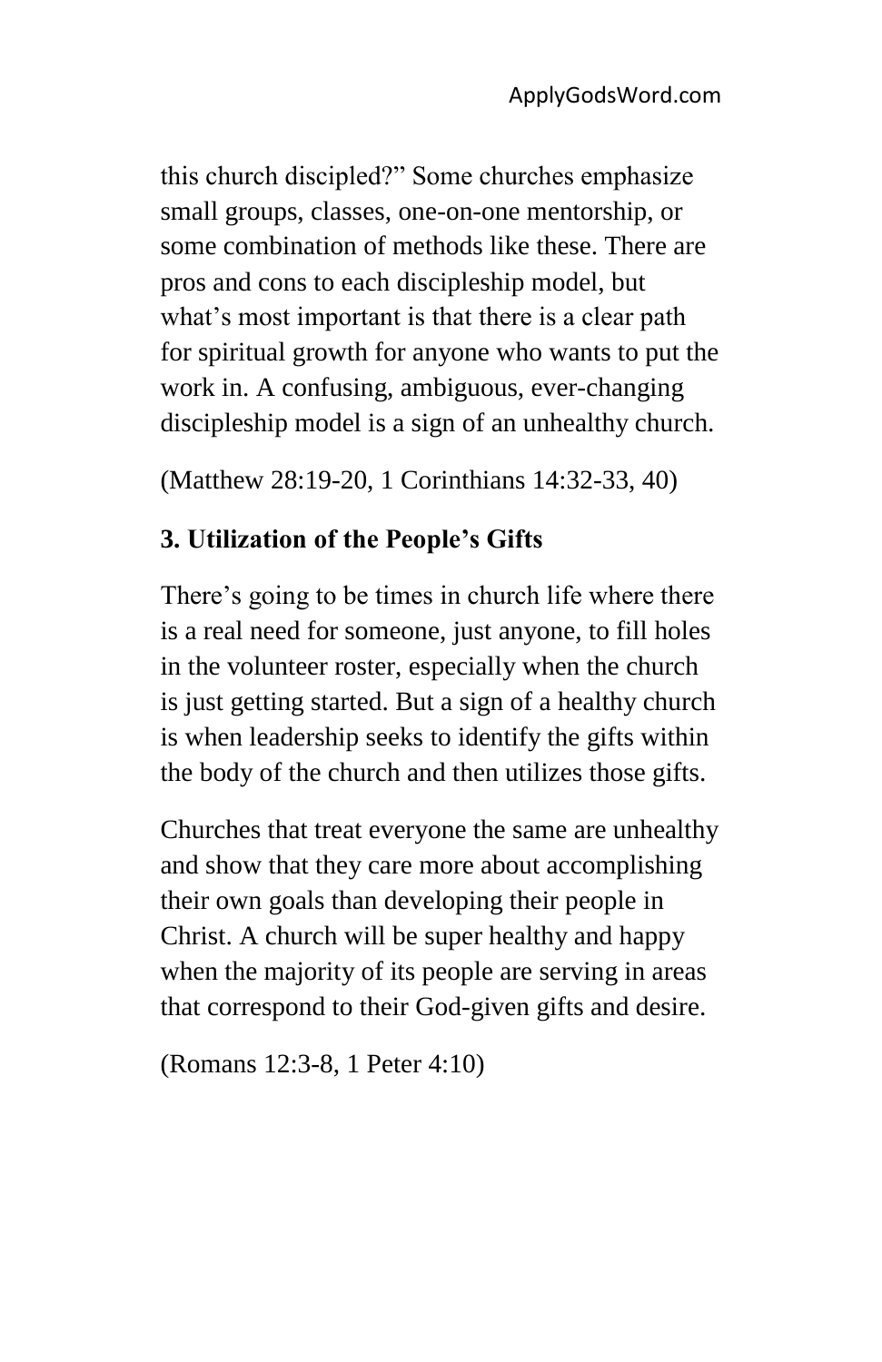this church discipled?" Some churches emphasize small groups, classes, one-on-one mentorship, or some combination of methods like these. There are pros and cons to each discipleship model, but what's most important is that there is a clear path for spiritual growth for anyone who wants to put the work in. A confusing, ambiguous, ever-changing discipleship model is a sign of an unhealthy church.

(Matthew 28:19-20, 1 Corinthians 14:32-33, 40)

### 3. Utilization of the People's Gifts

There's going to be times in church life where there is a real need for someone, just anyone, to fill holes in the volunteer roster, especially when the church is just getting started. But a sign of a healthy church is when leadership seeks to identify the gifts within the body of the church and then utilizes those gifts.

Churches that treat everyone the same are unhealthy and show that they care more about accomplishing their own goals than developing their people in Christ. A church will be super healthy and happy when the majority of its people are serving in areas that correspond to their God-given gifts and desire.

(Romans 12:3-8, 1 Peter 4:10)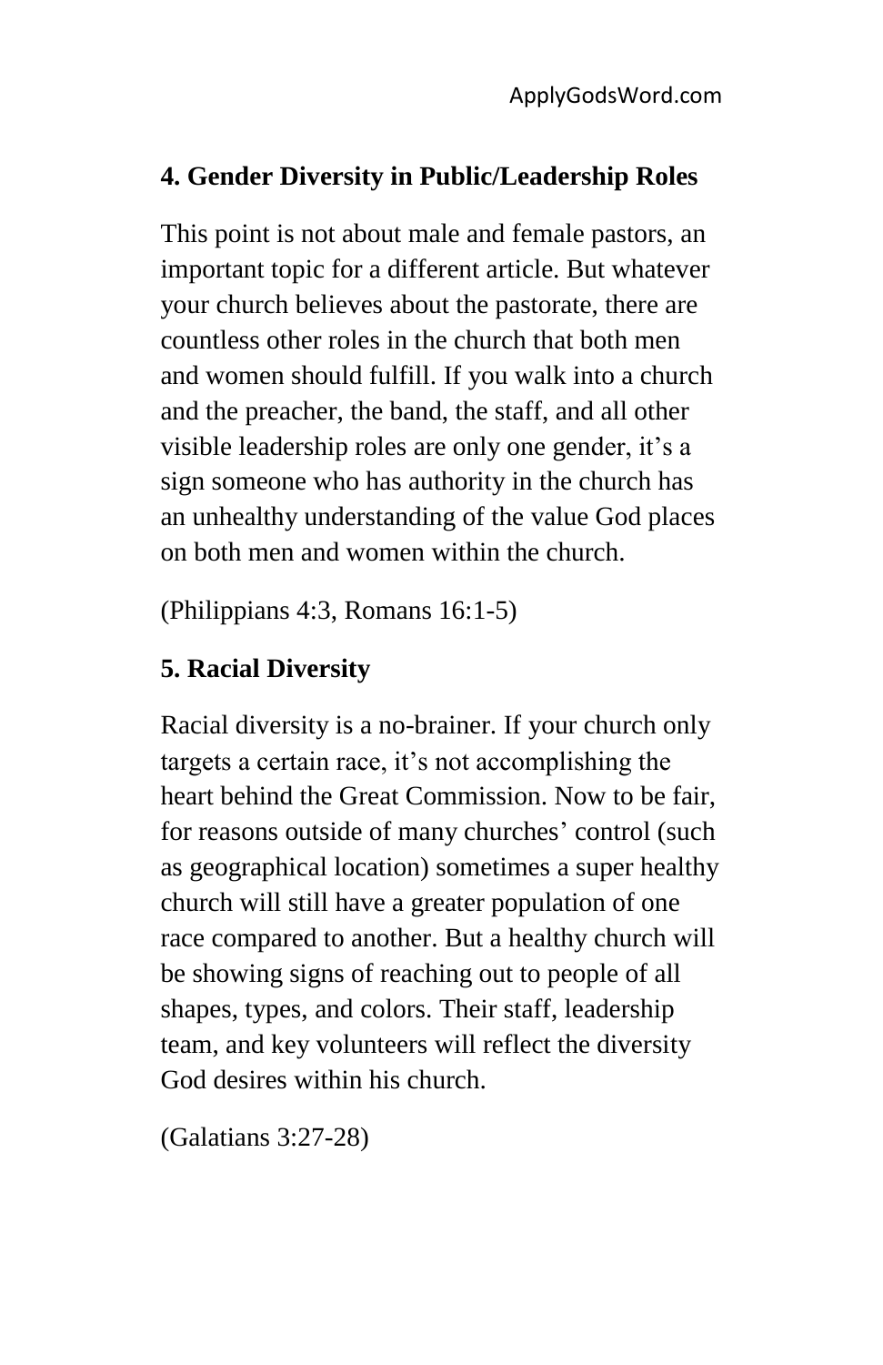### 4. Gender Diversity in Public/Leadership Roles

This point is not about male and female pastors, an important topic for a different article. But whatever your church believes about the pastorate, there are countless other roles in the church that both men and women should fulfill. If you walk into a church and the preacher, the band, the staff, and all other visible leadership roles are only one gender, it's a sign someone who has authority in the church has an unhealthy understanding of the value God places on both men and women within the church.

(Philippians 4:3, Romans 16:1-5)

### 5. Racial Diversity

Racial diversity is a no-brainer. If your church only targets a certain race, it's not accomplishing the heart behind the Great Commission. Now to be fair, for reasons outside of many churches' control (such as geographical location) sometimes a super healthy church will still have a greater population of one race compared to another. But a healthy church will be showing signs of reaching out to people of all shapes, types, and colors. Their staff, leadership team, and key volunteers will reflect the diversity God desires within his church.

(Galatians 3:27-28)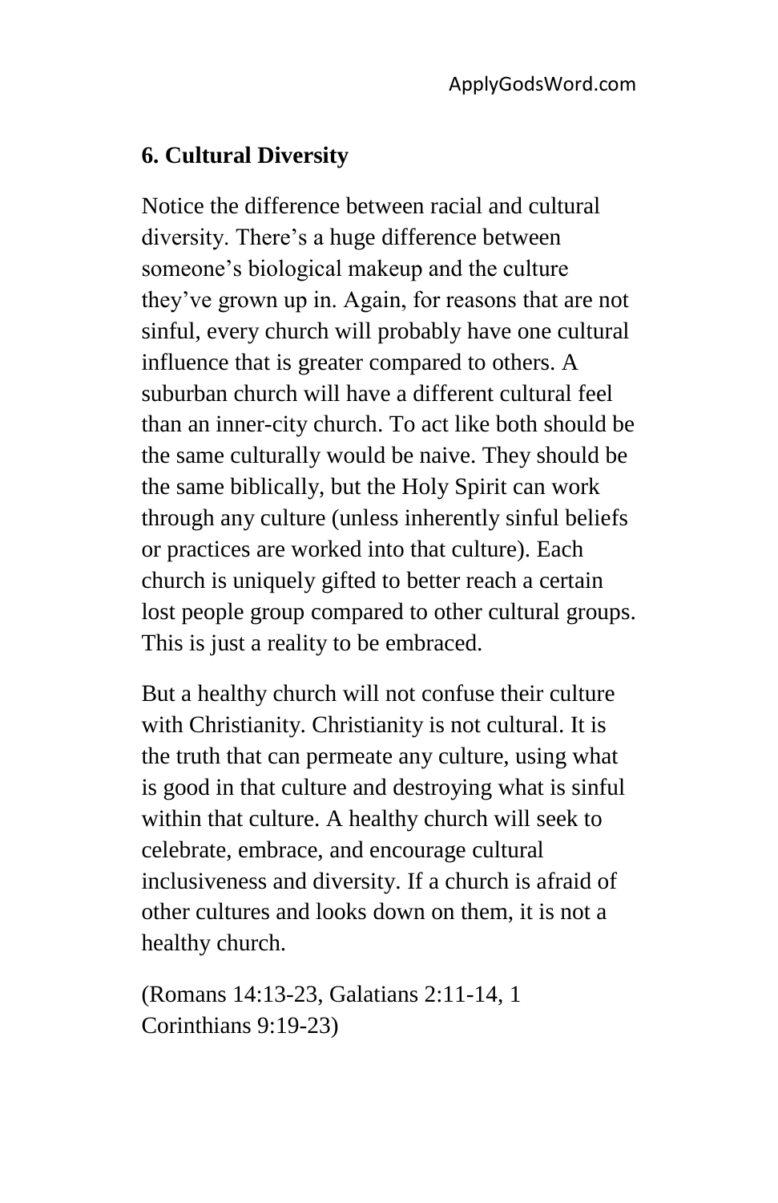## 6. Cultural Diversity

Notice the difference between racial and cultural diversity. There's a huge difference between someone's biological makeup and the culture they've grown up in. Again, for reasons that are not sinful, every church will probably have one cultural influence that is greater compared to others. A suburban church will have a different cultural feel than an inner-city church. To act like both should be the same culturally would be naive. They should be the same biblically, but the Holy Spirit can work through any culture (unless inherently sinful beliefs or practices are worked into that culture). Each church is uniquely gifted to better reach a certain lost people group compared to other cultural groups. This is just a reality to be embraced.

But a healthy church will not confuse their culture with Christianity. Christianity is not cultural. It is the truth that can permeate any culture, using what is good in that culture and destroying what is sinful within that culture. A healthy church will seek to celebrate, embrace, and encourage cultural inclusiveness and diversity. If a church is afraid of other cultures and looks down on them, it is not a healthy church.

(Romans 14:13-23, Galatians 2:11-14, 1 Corinthians 9:19-23)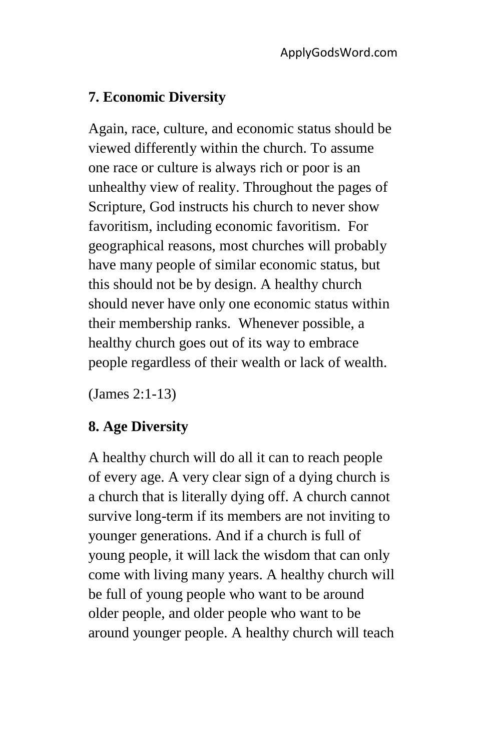### 7. Economic Diversity

Again, race, culture, and economic status should be viewed differently within the church. To assume one race or culture is always rich or poor is an unhealthy view of reality. Throughout the pages of Scripture, God instructs his church to never show favoritism, including economic favoritism. For geographical reasons, most churches will probably have many people of similar economic status, but this should not be by design. A healthy church should never have only one economic status within their membership ranks. Whenever possible, a healthy church goes out of its way to embrace people regardless of their wealth or lack of wealth.

(James 2:1-13)

### 8. Age Diversity

A healthy church will do all it can to reach people of every age. A very clear sign of a dying church is a church that is literally dying off. A church cannot survive long-term if its members are not inviting to younger generations. And if a church is full of young people, it will lack the wisdom that can only come with living many years. A healthy church will be full of young people who want to be around older people, and older people who want to be around younger people. A healthy church will teach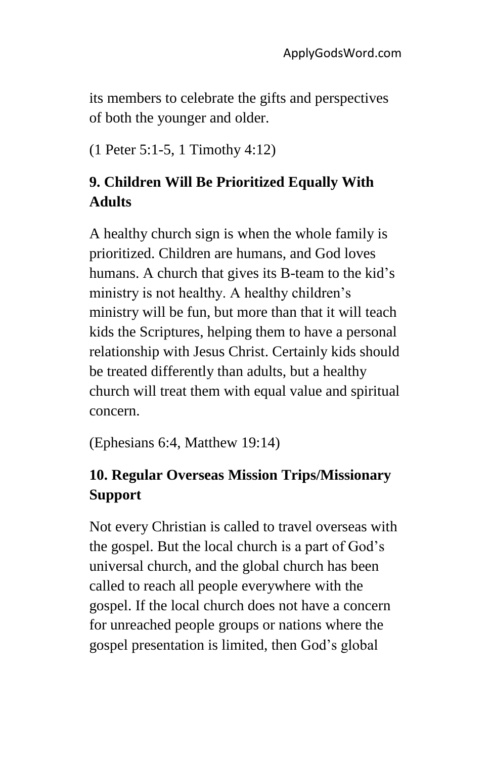its members to celebrate the gifts and perspectives of both the younger and older.

(1 Peter 5:1-5, 1 Timothy 4:12)

### 9. Children Will Be Prioritized Equally With Adults

A healthy church sign is when the whole family is prioritized. Children are humans, and God loves humans. A church that gives its B-team to the kid's ministry is not healthy. A healthy children's ministry will be fun, but more than that it will teach kids the Scriptures, helping them to have a personal relationship with Jesus Christ. Certainly kids should be treated differently than adults, but a healthy church will treat them with equal value and spiritual concern.

(Ephesians 6:4, Matthew 19:14)

### 10. Regular Overseas Mission Trips/Missionary Support

Not every Christian is called to travel overseas with the gospel. But the local church is a part of God's universal church, and the global church has been called to reach all people everywhere with the gospel. If the local church does not have a concern for unreached people groups or nations where the gospel presentation is limited, then God's global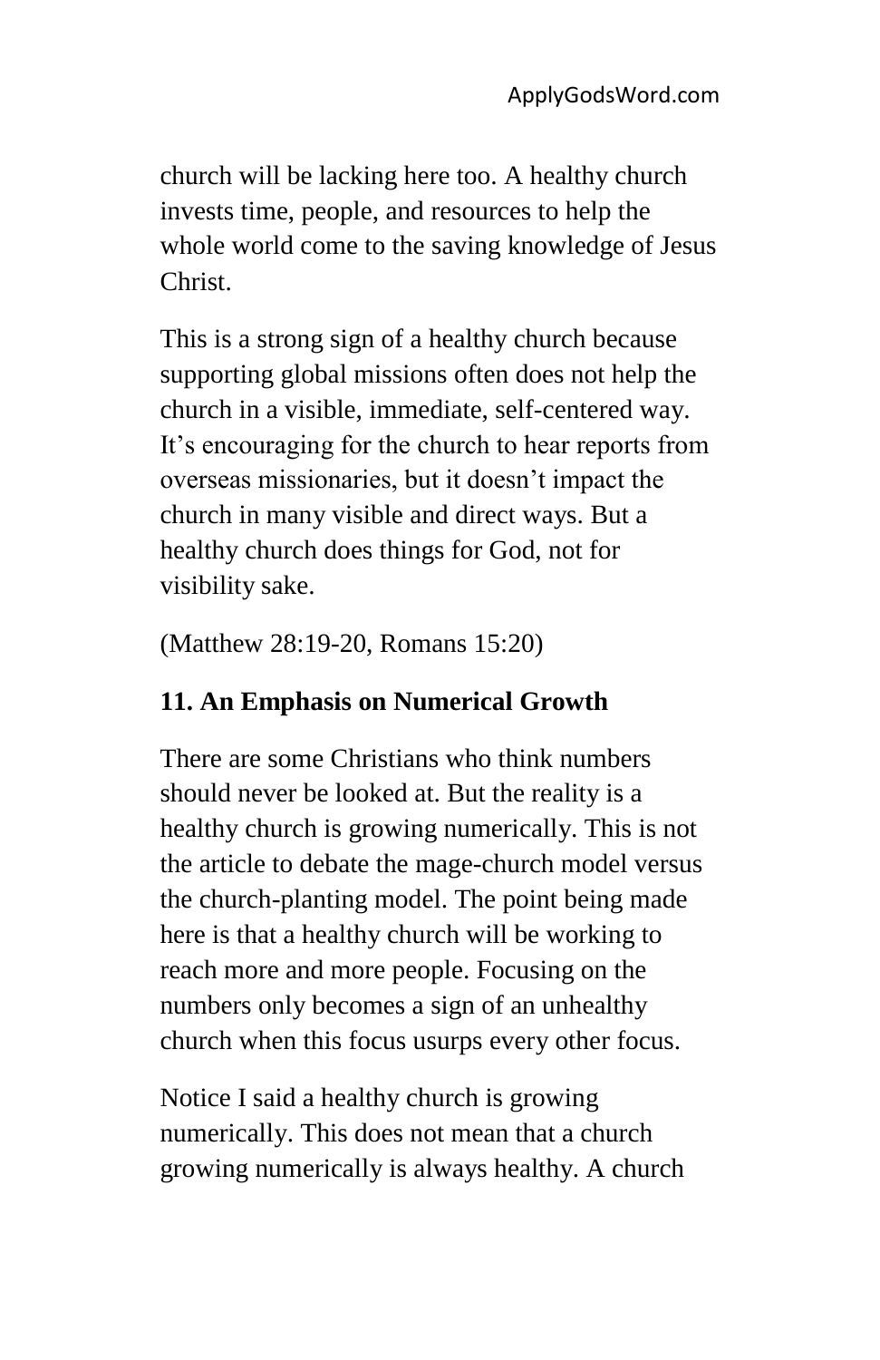church will be lacking here too. A healthy church invests time, people, and resources to help the whole world come to the saving knowledge of Jesus Christ.

This is a strong sign of a healthy church because supporting global missions often does not help the church in a visible, immediate, self-centered way. It's encouraging for the church to hear reports from overseas missionaries, but it doesn't impact the church in many visible and direct ways. But a healthy church does things for God, not for visibility sake.

(Matthew 28:19-20, Romans 15:20)

### 11. An Emphasis on Numerical Growth

There are some Christians who think numbers should never be looked at. But the reality is a healthy church is growing numerically. This is not the article to debate the mage-church model versus the church-planting model. The point being made here is that a healthy church will be working to reach more and more people. Focusing on the numbers only becomes a sign of an unhealthy church when this focus usurps every other focus.

Notice I said a healthy church is growing numerically. This does not mean that a church growing numerically is always healthy. A church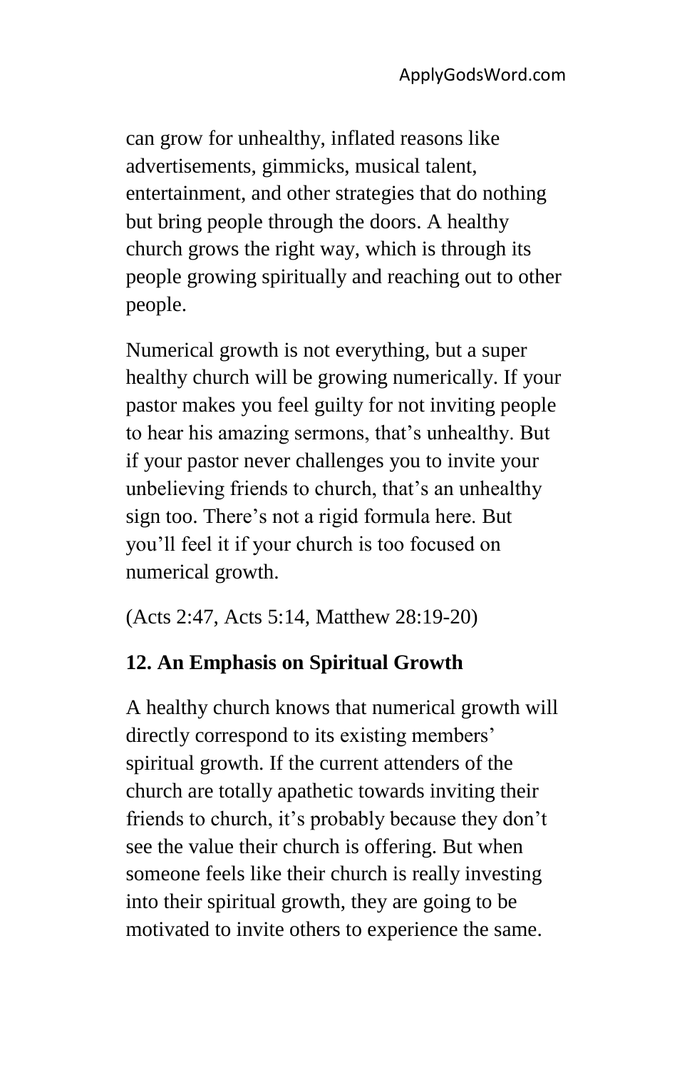can grow for unhealthy, inflated reasons like advertisements, gimmicks, musical talent, entertainment, and other strategies that do nothing but bring people through the doors. A healthy church grows the right way, which is through its people growing spiritually and reaching out to other people.

Numerical growth is not everything, but a super healthy church will be growing numerically. If your pastor makes you feel guilty for not inviting people to hear his amazing sermons, that's unhealthy. But if your pastor never challenges you to invite your unbelieving friends to church, that's an unhealthy sign too. There's not a rigid formula here. But you'll feel it if your church is too focused on numerical growth.

(Acts 2:47, Acts 5:14, Matthew 28:19-20)

### 12. An Emphasis on Spiritual Growth

A healthy church knows that numerical growth will directly correspond to its existing members' spiritual growth. If the current attenders of the church are totally apathetic towards inviting their friends to church, it's probably because they don't see the value their church is offering. But when someone feels like their church is really investing into their spiritual growth, they are going to be motivated to invite others to experience the same.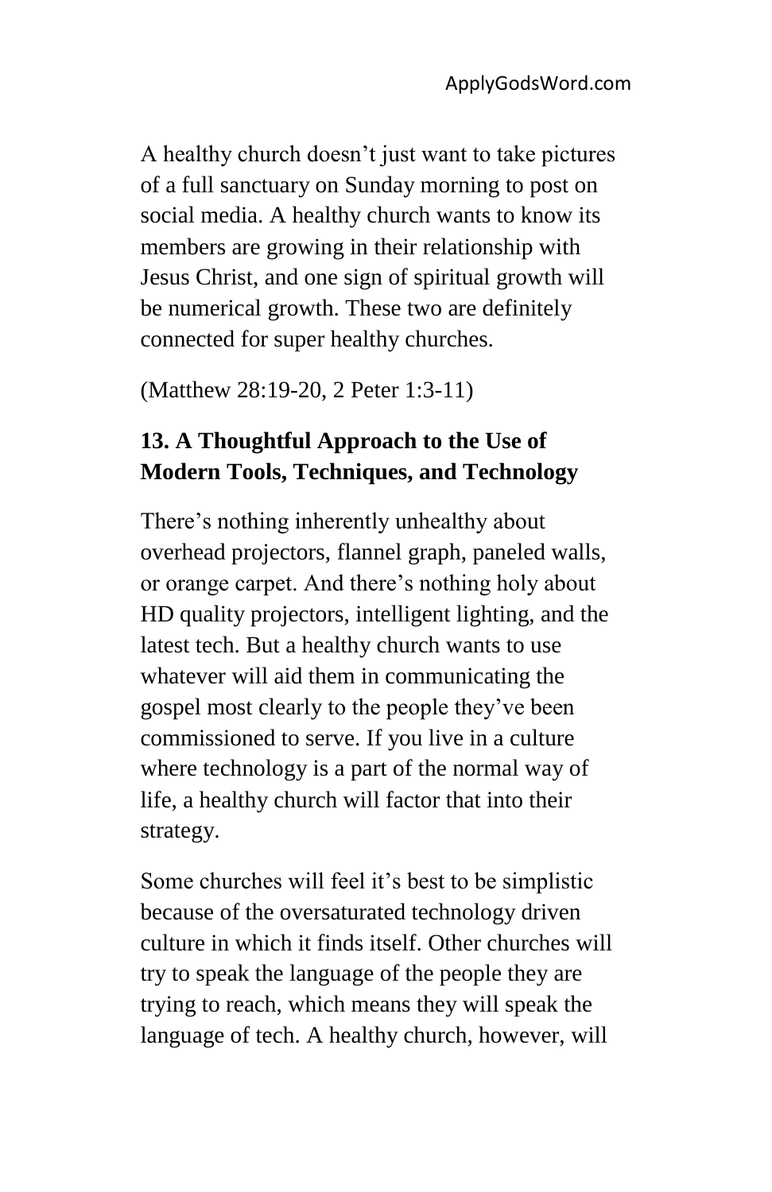A healthy church doesn't just want to take pictures of a full sanctuary on Sunday morning to post on social media. A healthy church wants to know its members are growing in their relationship with Jesus Christ, and one sign of spiritual growth will be numerical growth. These two are definitely connected for super healthy churches.

(Matthew 28:19-20, 2 Peter 1:3-11)

### 13. A Thoughtful Approach to the Use of Modern Tools, Techniques, and Technology

There's nothing inherently unhealthy about overhead projectors, flannel graph, paneled walls, or orange carpet. And there's nothing holy about HD quality projectors, intelligent lighting, and the latest tech. But a healthy church wants to use whatever will aid them in communicating the gospel most clearly to the people they've been commissioned to serve. If you live in a culture where technology is a part of the normal way of life, a healthy church will factor that into their strategy.

Some churches will feel it's best to be simplistic because of the oversaturated technology driven culture in which it finds itself. Other churches will try to speak the language of the people they are trying to reach, which means they will speak the language of tech. A healthy church, however, will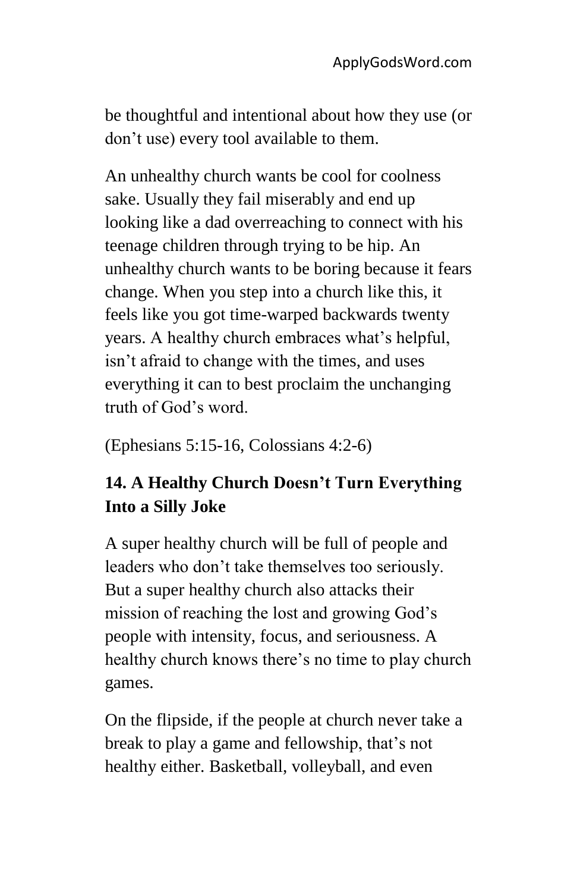be thoughtful and intentional about how they use (or don't use) every tool available to them.

An unhealthy church wants be cool for coolness sake. Usually they fail miserably and end up looking like a dad overreaching to connect with his teenage children through trying to be hip. An unhealthy church wants to be boring because it fears change. When you step into a church like this, it feels like you got time-warped backwards twenty years. A healthy church embraces what's helpful, isn't afraid to change with the times, and uses everything it can to best proclaim the unchanging truth of God's word.

(Ephesians 5:15-16, Colossians 4:2-6)

### 14. A Healthy Church Doesn't Turn Everything Into a Silly Joke

A super healthy church will be full of people and leaders who don't take themselves too seriously. But a super healthy church also attacks their mission of reaching the lost and growing God's people with intensity, focus, and seriousness. A healthy church knows there's no time to play church games.

On the flipside, if the people at church never take a break to play a game and fellowship, that's not healthy either. Basketball, volleyball, and even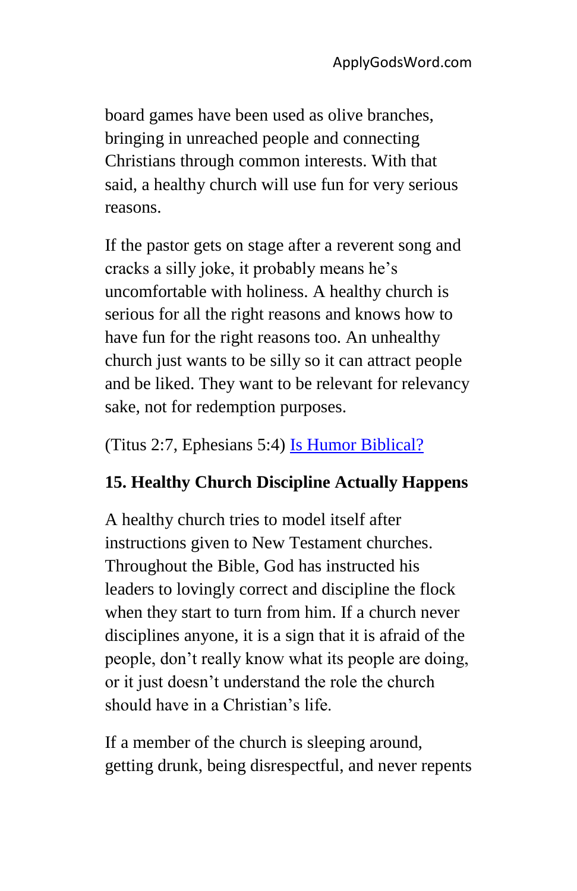board games have been used as olive branches, bringing in unreached people and connecting Christians through common interests. With that said, a healthy church will use fun for very serious reasons.

If the pastor gets on stage after a reverent song and cracks a silly joke, it probably means he's uncomfortable with holiness. A healthy church is serious for all the right reasons and knows how to have fun for the right reasons too. An unhealthy church just wants to be silly so it can attract people and be liked. They want to be relevant for relevancy sake, not for redemption purposes.

(Titus 2:7, Ephesians 5:4) [Is Humor Biblical?]

### 15. Healthy Church Discipline Actually Happens

A healthy church tries to model itself after instructions given to New Testament churches. Throughout the Bible, God has instructed his leaders to lovingly correct and discipline the flock when they start to turn from him. If a church never disciplines anyone, it is a sign that it is afraid of the people, don't really know what its people are doing, or it just doesn't understand the role the church should have in a Christian's life.

If a member of the church is sleeping around, getting drunk, being disrespectful, and never repents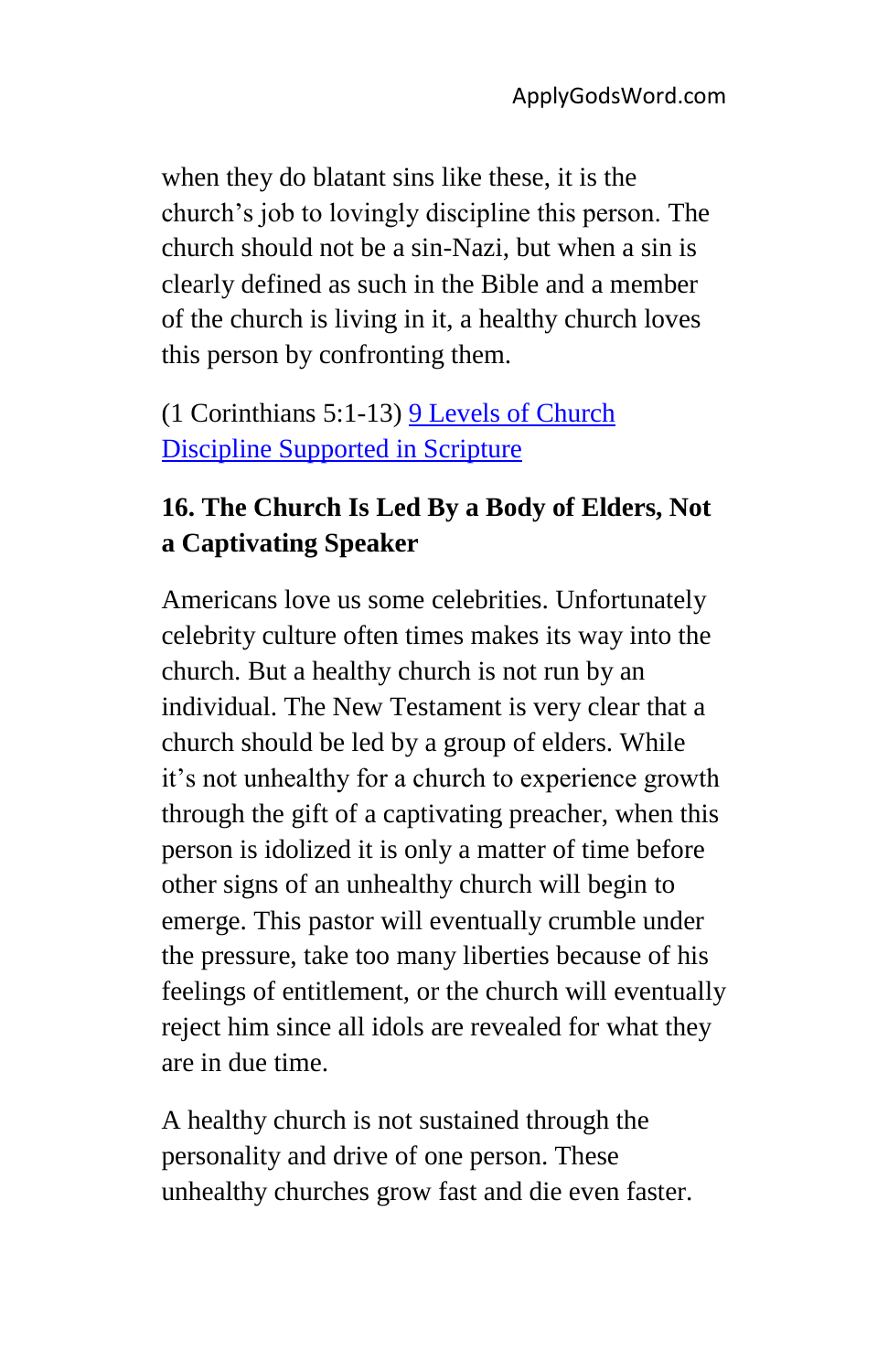when they do blatant sins like these, it is the church's job to lovingly discipline this person. The church should not be a sin-Nazi, but when a sin is clearly defined as such in the Bible and a member of the church is living in it, a healthy church loves this person by confronting them.

(1 Corinthians 5:1-13) 9 Levels of Church Discipline Supported in Scripture

### 16. The Church Is Led By a Body of Elders, Not a Captivating Speaker

Americans love us some celebrities. Unfortunately celebrity culture often times makes its way into the church. But a healthy church is not run by an individual. The New Testament is very clear that a church should be led by a group of elders. While it's not unhealthy for a church to experience growth through the gift of a captivating preacher, when this person is idolized it is only a matter of time before other signs of an unhealthy church will begin to emerge. This pastor will eventually crumble under the pressure, take too many liberties because of his feelings of entitlement, or the church will eventually reject him since all idols are revealed for what they are in due time.

A healthy church is not sustained through the personality and drive of one person. These unhealthy churches grow fast and die even faster.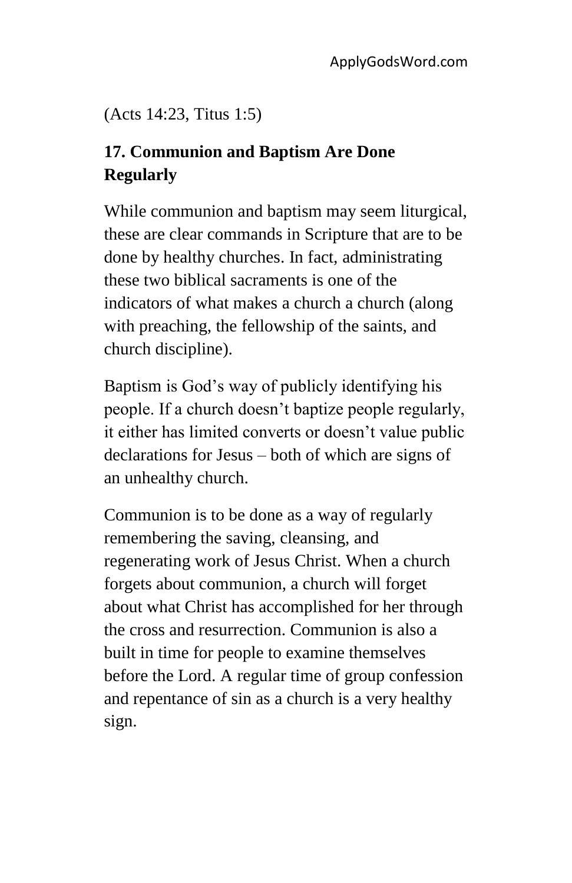(Acts 14:23, Titus 1:5)

## 17. Communion and Baptism Are Done Regularly

While communion and baptism may seem liturgical, these are clear commands in Scripture that are to be done by healthy churches. In fact, administrating these two biblical sacraments is one of the indicators of what makes a church a church (along with preaching, the fellowship of the saints, and church discipline).

Baptism is God's way of publicly identifying his people. If a church doesn't baptize people regularly, it either has limited converts or doesn't value public declarations for Jesus – both of which are signs of an unhealthy church.

Communion is to be done as a way of regularly remembering the saving, cleansing, and regenerating work of Jesus Christ. When a church forgets about communion, a church will forget about what Christ has accomplished for her through the cross and resurrection. Communion is also a built in time for people to examine themselves before the Lord. A regular time of group confession and repentance of sin as a church is a very healthy sign.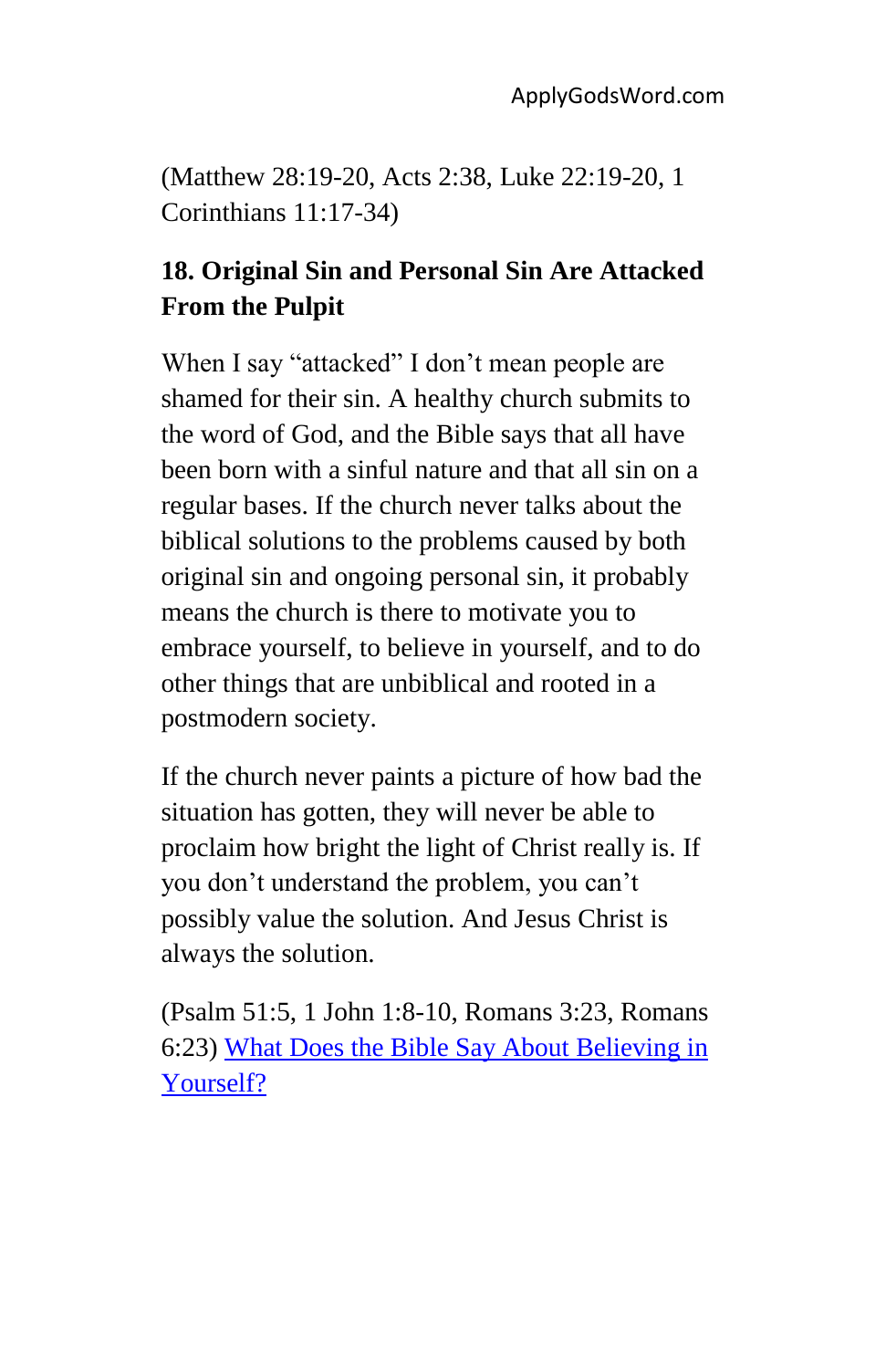(Matthew 28:19-20, Acts 2:38, Luke 22:19-20, 1 Corinthians 11:17-34)

### 18. Original Sin and Personal Sin Are Attacked From the Pulpit

When I say “attacked” I don’t mean people are shamed for their sin. A healthy church submits to the word of God, and the Bible says that all have been born with a sinful nature and that all sin on a regular bases. If the church never talks about the biblical solutions to the problems caused by both original sin and ongoing personal sin, it probably means the church is there to motivate you to embrace yourself, to believe in yourself, and to do other things that are unbiblical and rooted in a postmodern society.

If the church never paints a picture of how bad the situation has gotten, they will never be able to proclaim how bright the light of Christ really is. If you don’t understand the problem, you can’t possibly value the solution. And Jesus Christ is always the solution.

(Psalm 51:5, 1 John 1:8-10, Romans 3:23, Romans 6:23) What Does the Bible Say About Believing in Yourself?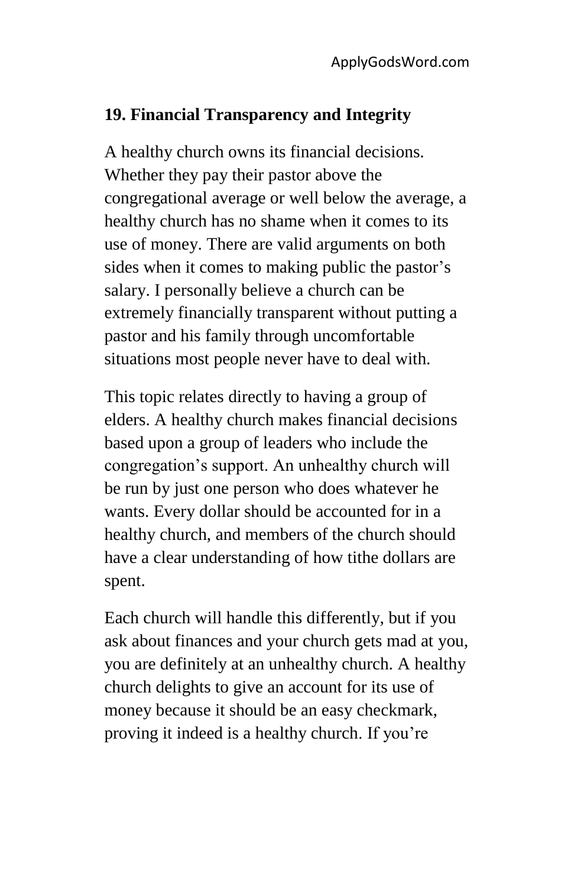**19. Financial Transparency and Integrity**

A healthy church owns its financial decisions. Whether they pay their pastor above the congregational average or well below the average, a healthy church has no shame when it comes to its use of money. There are valid arguments on both sides when it comes to making public the pastor's salary. I personally believe a church can be extremely financially transparent without putting a pastor and his family through uncomfortable situations most people never have to deal with.

This topic relates directly to having a group of elders. A healthy church makes financial decisions based upon a group of leaders who include the congregation's support. An unhealthy church will be run by just one person who does whatever he wants. Every dollar should be accounted for in a healthy church, and members of the church should have a clear understanding of how tithe dollars are spent.

Each church will handle this differently, but if you ask about finances and your church gets mad at you, you are definitely at an unhealthy church. A healthy church delights to give an account for its use of money because it should be an easy checkmark, proving it indeed is a healthy church. If you're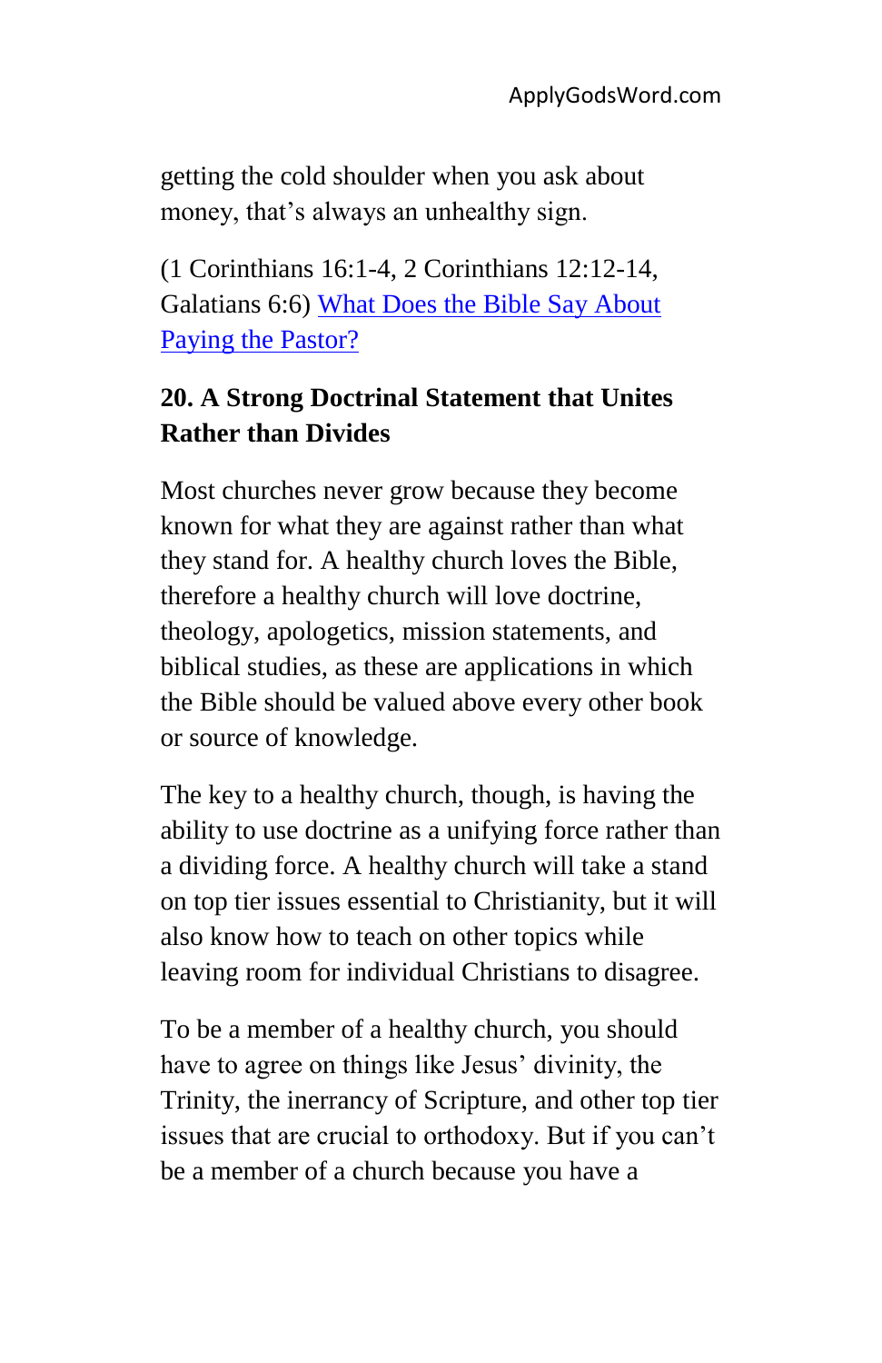getting the cold shoulder when you ask about money, that's always an unhealthy sign.

(1 Corinthians 16:1-4, 2 Corinthians 12:12-14, Galatians 6:6) [What Does the Bible Say About Paying the Pastor?]

### 20. A Strong Doctrinal Statement that Unites Rather than Divides

Most churches never grow because they become known for what they are against rather than what they stand for. A healthy church loves the Bible, therefore a healthy church will love doctrine, theology, apologetics, mission statements, and biblical studies, as these are applications in which the Bible should be valued above every other book or source of knowledge.

The key to a healthy church, though, is having the ability to use doctrine as a unifying force rather than a dividing force. A healthy church will take a stand on top tier issues essential to Christianity, but it will also know how to teach on other topics while leaving room for individual Christians to disagree.

To be a member of a healthy church, you should have to agree on things like Jesus' divinity, the Trinity, the inerrancy of Scripture, and other top tier issues that are crucial to orthodoxy. But if you can't be a member of a church because you have a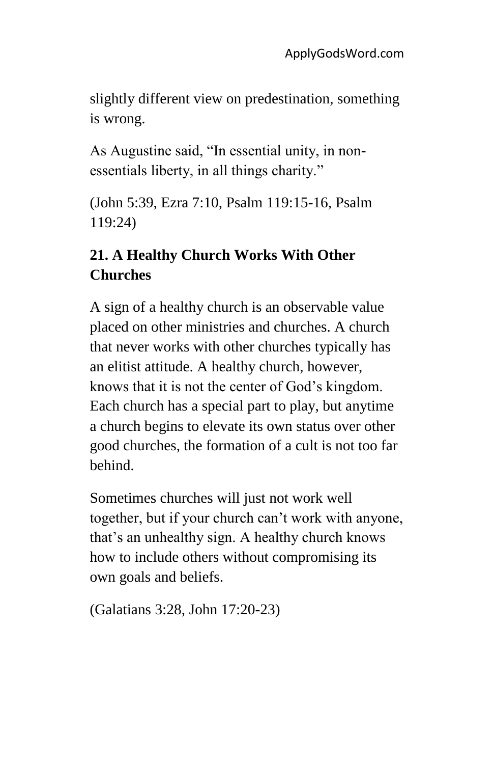slightly different view on predestination, something is wrong.

As Augustine said, "In essential unity, in non-essentials liberty, in all things charity."

(John 5:39, Ezra 7:10, Psalm 119:15-16, Psalm 119:24)

### 21. A Healthy Church Works With Other Churches

A sign of a healthy church is an observable value placed on other ministries and churches. A church that never works with other churches typically has an elitist attitude. A healthy church, however, knows that it is not the center of God's kingdom. Each church has a special part to play, but anytime a church begins to elevate its own status over other good churches, the formation of a cult is not too far behind.

Sometimes churches will just not work well together, but if your church can't work with anyone, that's an unhealthy sign. A healthy church knows how to include others without compromising its own goals and beliefs.

(Galatians 3:28, John 17:20-23)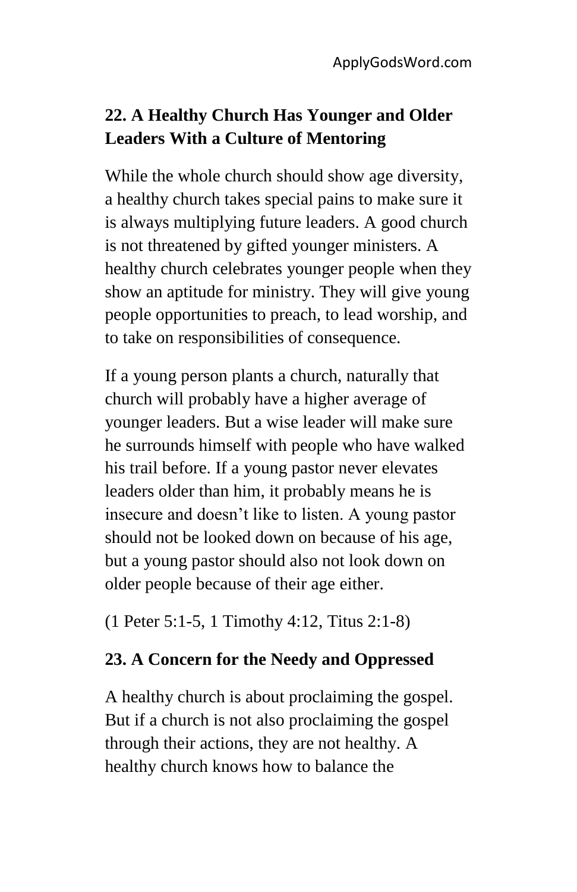### 22. A Healthy Church Has Younger and Older Leaders With a Culture of Mentoring

While the whole church should show age diversity, a healthy church takes special pains to make sure it is always multiplying future leaders. A good church is not threatened by gifted younger ministers. A healthy church celebrates younger people when they show an aptitude for ministry. They will give young people opportunities to preach, to lead worship, and to take on responsibilities of consequence.

If a young person plants a church, naturally that church will probably have a higher average of younger leaders. But a wise leader will make sure he surrounds himself with people who have walked his trail before. If a young pastor never elevates leaders older than him, it probably means he is insecure and doesn't like to listen. A young pastor should not be looked down on because of his age, but a young pastor should also not look down on older people because of their age either.

(1 Peter 5:1-5, 1 Timothy 4:12, Titus 2:1-8)

### 23. A Concern for the Needy and Oppressed

A healthy church is about proclaiming the gospel. But if a church is not also proclaiming the gospel through their actions, they are not healthy. A healthy church knows how to balance the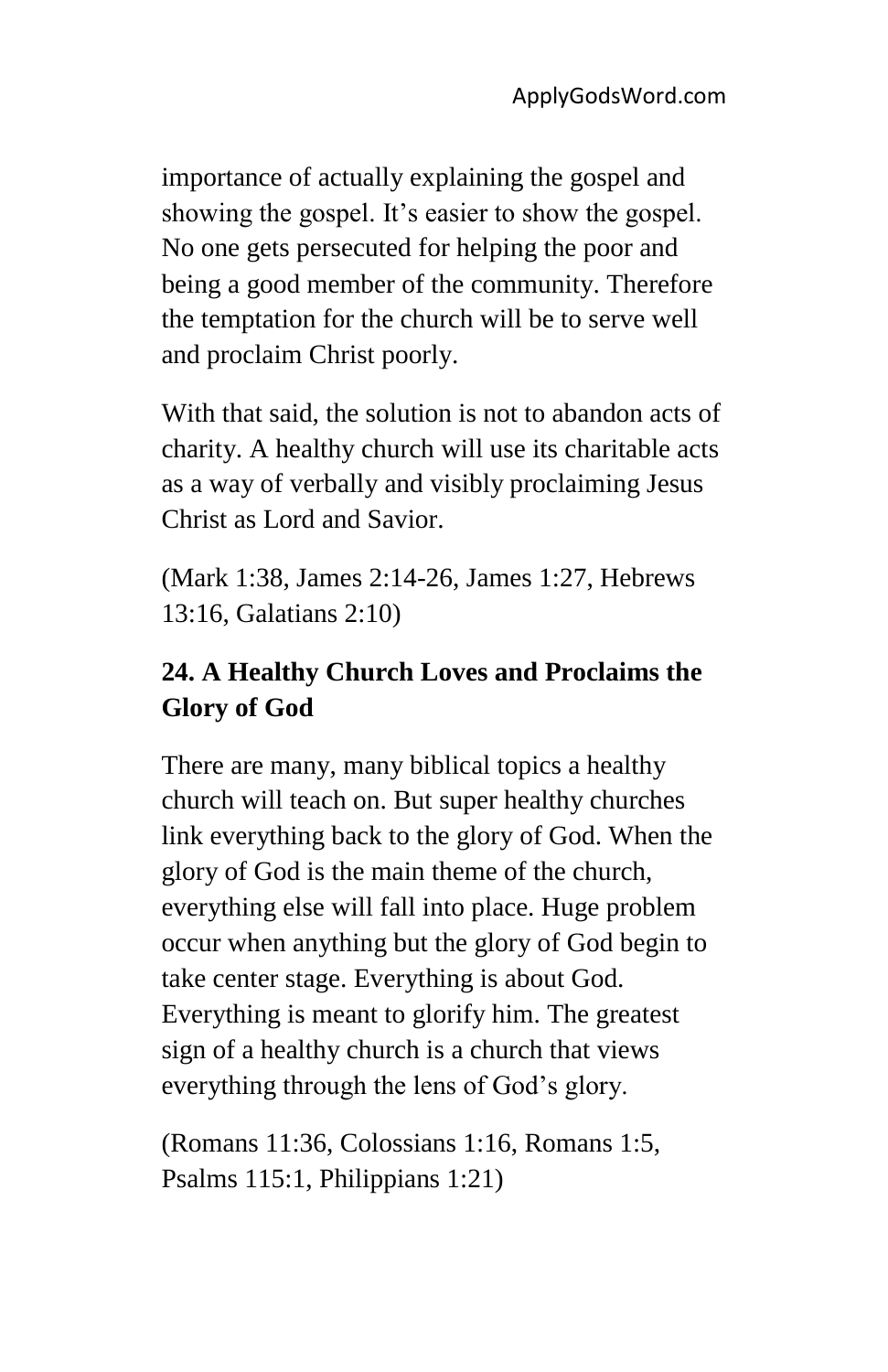importance of actually explaining the gospel and showing the gospel. It's easier to show the gospel. No one gets persecuted for helping the poor and being a good member of the community. Therefore the temptation for the church will be to serve well and proclaim Christ poorly.

With that said, the solution is not to abandon acts of charity. A healthy church will use its charitable acts as a way of verbally and visibly proclaiming Jesus Christ as Lord and Savior.

(Mark 1:38, James 2:14-26, James 1:27, Hebrews 13:16, Galatians 2:10)

## 24. A Healthy Church Loves and Proclaims the Glory of God

There are many, many biblical topics a healthy church will teach on. But super healthy churches link everything back to the glory of God. When the glory of God is the main theme of the church, everything else will fall into place. Huge problem occur when anything but the glory of God begin to take center stage. Everything is about God. Everything is meant to glorify him. The greatest sign of a healthy church is a church that views everything through the lens of God's glory.

(Romans 11:36, Colossians 1:16, Romans 1:5, Psalms 115:1, Philippians 1:21)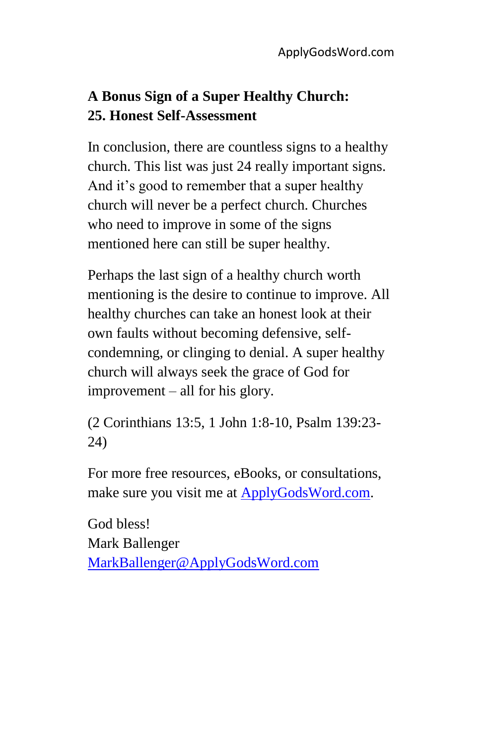**A Bonus Sign of a Super Healthy Church:**
**25. Honest Self-Assessment**

In conclusion, there are countless signs to a healthy church. This list was just 24 really important signs. And it's good to remember that a super healthy church will never be a perfect church. Churches who need to improve in some of the signs mentioned here can still be super healthy.

Perhaps the last sign of a healthy church worth mentioning is the desire to continue to improve. All healthy churches can take an honest look at their own faults without becoming defensive, self-condemning, or clinging to denial. A super healthy church will always seek the grace of God for improvement – all for his glory.

(2 Corinthians 13:5, 1 John 1:8-10, Psalm 139:23-24)

For more free resources, eBooks, or consultations, make sure you visit me at [ApplyGodsWord.com](http://ApplyGodsWord.com).

God bless!
Mark Ballenger
[MarkBallenger@ApplyGodsWord.com](mailto:MarkBallenger@ApplyGodsWord.com)